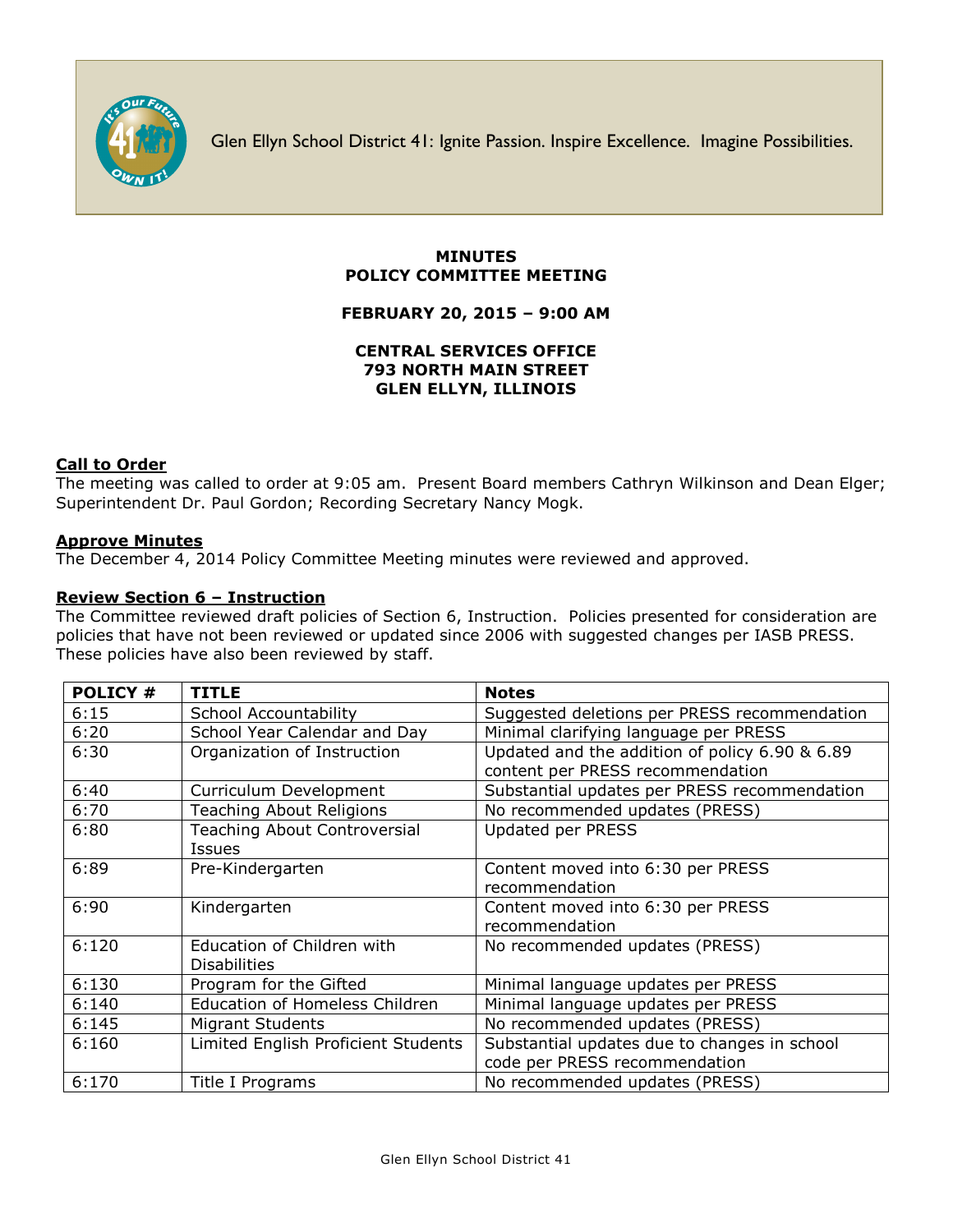Glen Ellyn School District 41: Ignite Passion. Inspire Excellence. Imagine Possibilities.

**MINUTES**
**POLICY COMMITTEE MEETING**

**FEBRUARY 20, 2015 – 9:00 AM**

**CENTRAL SERVICES OFFICE**
**793 NORTH MAIN STREET**
**GLEN ELLYN, ILLINOIS**

## Call to Order

The meeting was called to order at 9:05 am. Present Board members Cathryn Wilkinson and Dean Elger; Superintendent Dr. Paul Gordon; Recording Secretary Nancy Mogk.

## Approve Minutes

The December 4, 2014 Policy Committee Meeting minutes were reviewed and approved.

## Review Section 6 – Instruction

The Committee reviewed draft policies of Section 6, Instruction. Policies presented for consideration are policies that have not been reviewed or updated since 2006 with suggested changes per IASB PRESS. These policies have also been reviewed by staff.

| POLICY # | TITLE | Notes |
|---|---|---|
| 6:15 | School Accountability | Suggested deletions per PRESS recommendation |
| 6:20 | School Year Calendar and Day | Minimal clarifying language per PRESS |
| 6:30 | Organization of Instruction | Updated and the addition of policy 6.90 & 6.89 content per PRESS recommendation |
| 6:40 | Curriculum Development | Substantial updates per PRESS recommendation |
| 6:70 | Teaching About Religions | No recommended updates (PRESS) |
| 6:80 | Teaching About Controversial Issues | Updated per PRESS |
| 6:89 | Pre-Kindergarten | Content moved into 6:30 per PRESS recommendation |
| 6:90 | Kindergarten | Content moved into 6:30 per PRESS recommendation |
| 6:120 | Education of Children with Disabilities | No recommended updates (PRESS) |
| 6:130 | Program for the Gifted | Minimal language updates per PRESS |
| 6:140 | Education of Homeless Children | Minimal language updates per PRESS |
| 6:145 | Migrant Students | No recommended updates (PRESS) |
| 6:160 | Limited English Proficient Students | Substantial updates due to changes in school code per PRESS recommendation |
| 6:170 | Title I Programs | No recommended updates (PRESS) |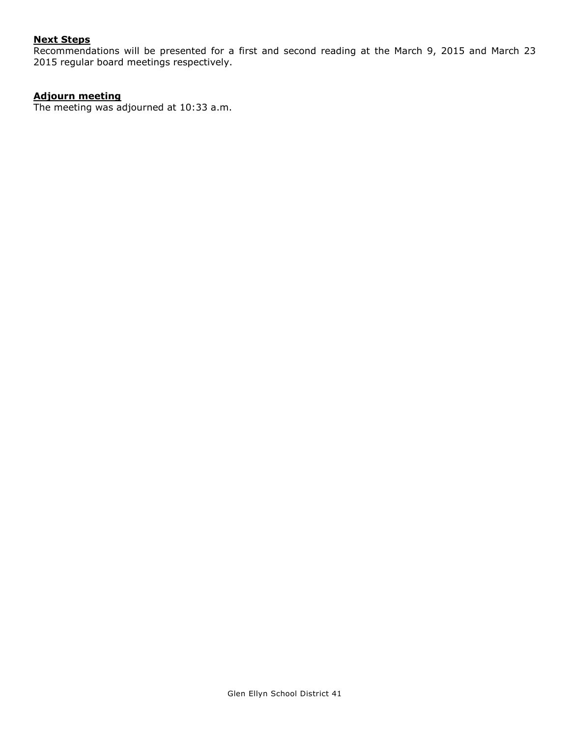**Next Steps**

Recommendations will be presented for a first and second reading at the March 9, 2015 and March 23 2015 regular board meetings respectively.

**Adjourn meeting**

The meeting was adjourned at 10:33 a.m.